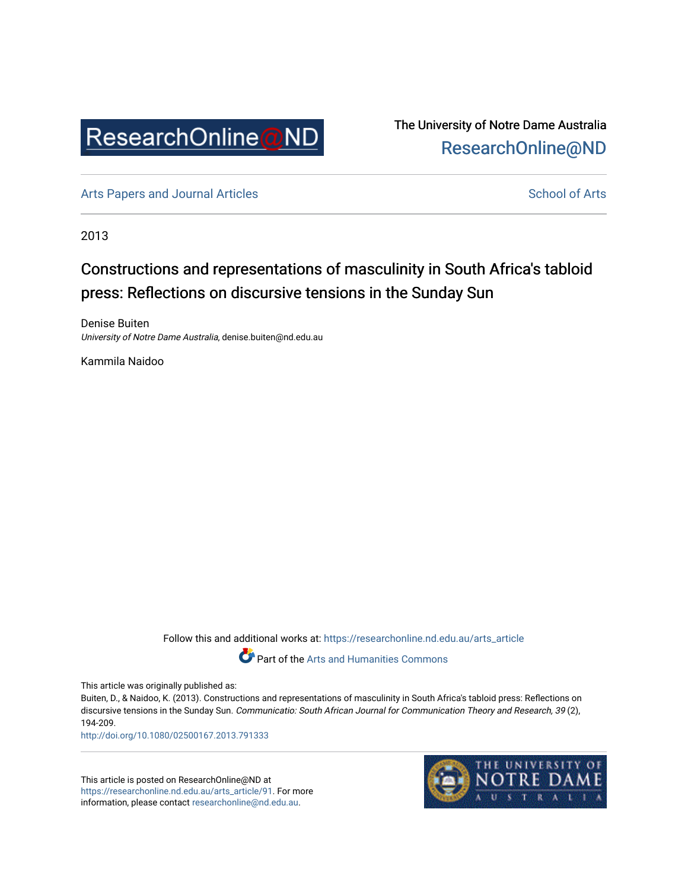ResearchOnline@ND

The University of Notre Dame Australia
ResearchOnline@ND

Arts Papers and Journal Articles | School of Arts

2013

# Constructions and representations of masculinity in South Africa's tabloid press: Reflections on discursive tensions in the Sunday Sun

Denise Buiten
*University of Notre Dame Australia*, denise.buiten@nd.edu.au

Kammila Naidoo

Follow this and additional works at: https://researchonline.nd.edu.au/arts_article

Part of the Arts and Humanities Commons

This article was originally published as:
Buiten, D., & Naidoo, K. (2013). Constructions and representations of masculinity in South Africa's tabloid press: Reflections on discursive tensions in the Sunday Sun. *Communicatio: South African Journal for Communication Theory and Research, 39* (2), 194-209.
http://doi.org/10.1080/02500167.2013.791333

This article is posted on ResearchOnline@ND at https://researchonline.nd.edu.au/arts_article/91. For more information, please contact researchonline@nd.edu.au.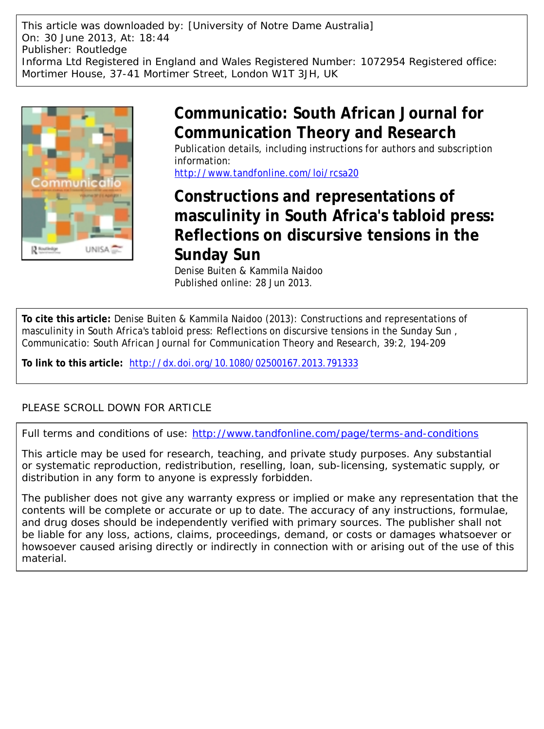This article was downloaded by: [University of Notre Dame Australia]
On: 30 June 2013, At: 18:44
Publisher: Routledge
Informa Ltd Registered in England and Wales Registered Number: 1072954 Registered office: Mortimer House, 37-41 Mortimer Street, London W1T 3JH, UK

# Communicatio: South African Journal for Communication Theory and Research

Publication details, including instructions for authors and subscription information:
http://www.tandfonline.com/loi/rcsa20

# Constructions and representations of masculinity in South Africa's tabloid press: Reflections on discursive tensions in the Sunday Sun

Denise Buiten & Kammila Naidoo
Published online: 28 Jun 2013.

**To cite this article:** Denise Buiten & Kammila Naidoo (2013): Constructions and representations of masculinity in South Africa's tabloid press: Reflections on discursive tensions in the Sunday Sun , Communicatio: South African Journal for Communication Theory and Research, 39:2, 194-209

**To link to this article:** http://dx.doi.org/10.1080/02500167.2013.791333

PLEASE SCROLL DOWN FOR ARTICLE

Full terms and conditions of use: http://www.tandfonline.com/page/terms-and-conditions

This article may be used for research, teaching, and private study purposes. Any substantial or systematic reproduction, redistribution, reselling, loan, sub-licensing, systematic supply, or distribution in any form to anyone is expressly forbidden.

The publisher does not give any warranty express or implied or make any representation that the contents will be complete or accurate or up to date. The accuracy of any instructions, formulae, and drug doses should be independently verified with primary sources. The publisher shall not be liable for any loss, actions, claims, proceedings, demand, or costs or damages whatsoever or howsoever caused arising directly or indirectly in connection with or arising out of the use of this material.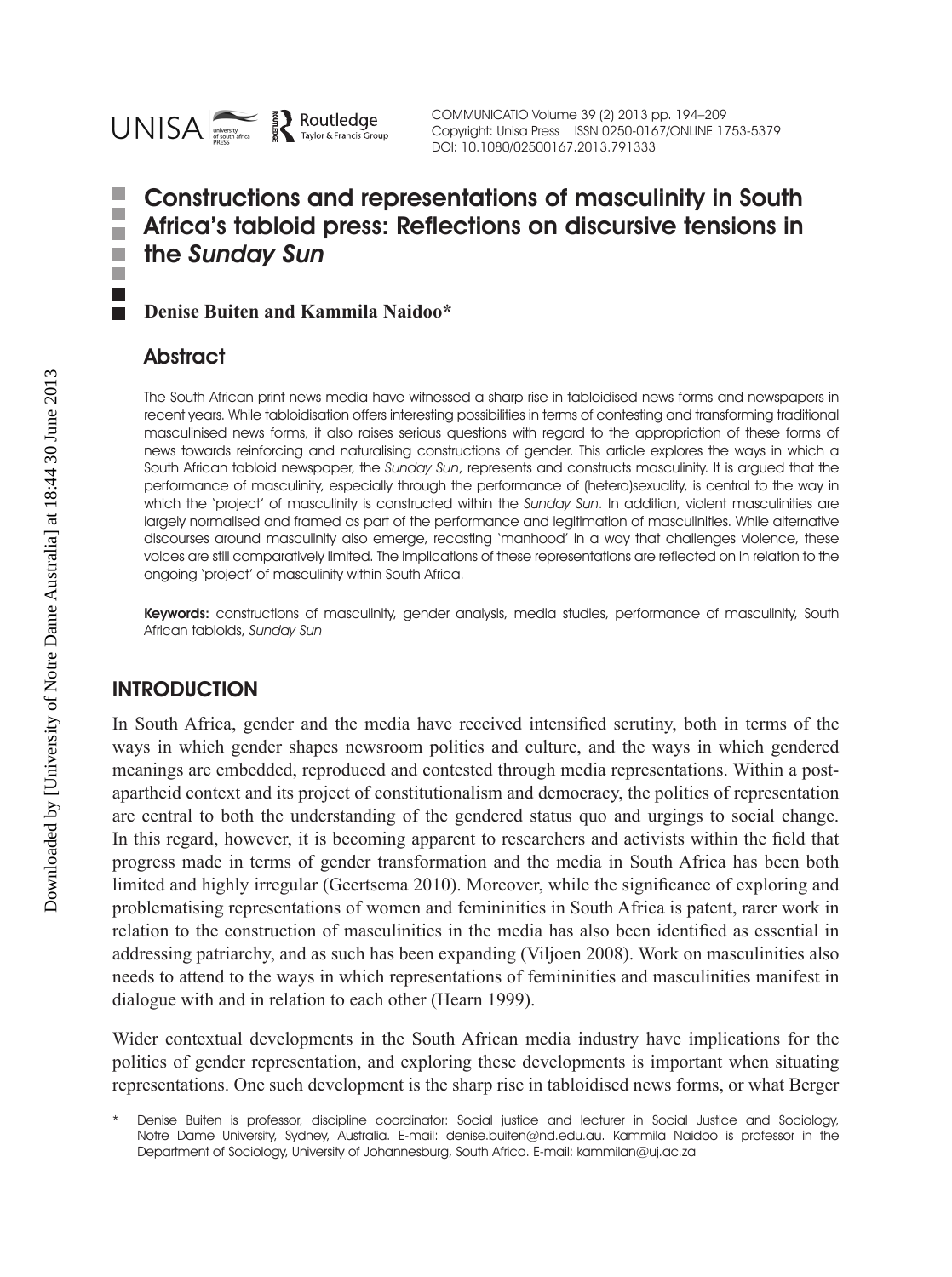# Constructions and representations of masculinity in South Africa's tabloid press: Reflections on discursive tensions in the *Sunday Sun*

**Denise Buiten and Kammila Naidoo***

## Abstract

The South African print news media have witnessed a sharp rise in tabloidised news forms and newspapers in recent years. While tabloidisation offers interesting possibilities in terms of contesting and transforming traditional masculinised news forms, it also raises serious questions with regard to the appropriation of these forms of news towards reinforcing and naturalising constructions of gender. This article explores the ways in which a South African tabloid newspaper, the *Sunday Sun*, represents and constructs masculinity. It is argued that the performance of masculinity, especially through the performance of (hetero)sexuality, is central to the way in which the 'project' of masculinity is constructed within the *Sunday Sun*. In addition, violent masculinities are largely normalised and framed as part of the performance and legitimation of masculinities. While alternative discourses around masculinity also emerge, recasting 'manhood' in a way that challenges violence, these voices are still comparatively limited. The implications of these representations are reflected on in relation to the ongoing 'project' of masculinity within South Africa.

**Keywords:** constructions of masculinity, gender analysis, media studies, performance of masculinity, South African tabloids, *Sunday Sun*

## INTRODUCTION

In South Africa, gender and the media have received intensified scrutiny, both in terms of the ways in which gender shapes newsroom politics and culture, and the ways in which gendered meanings are embedded, reproduced and contested through media representations. Within a post-apartheid context and its project of constitutionalism and democracy, the politics of representation are central to both the understanding of the gendered status quo and urgings to social change. In this regard, however, it is becoming apparent to researchers and activists within the field that progress made in terms of gender transformation and the media in South Africa has been both limited and highly irregular (Geertsema 2010). Moreover, while the significance of exploring and problematising representations of women and femininities in South Africa is patent, rarer work in relation to the construction of masculinities in the media has also been identified as essential in addressing patriarchy, and as such has been expanding (Viljoen 2008). Work on masculinities also needs to attend to the ways in which representations of femininities and masculinities manifest in dialogue with and in relation to each other (Hearn 1999).

Wider contextual developments in the South African media industry have implications for the politics of gender representation, and exploring these developments is important when situating representations. One such development is the sharp rise in tabloidised news forms, or what Berger

\* Denise Buiten is professor, discipline coordinator: Social justice and lecturer in Social Justice and Sociology, Notre Dame University, Sydney, Australia. E-mail: denise.buiten@nd.edu.au. Kammila Naidoo is professor in the Department of Sociology, University of Johannesburg, South Africa. E-mail: kammilan@uj.ac.za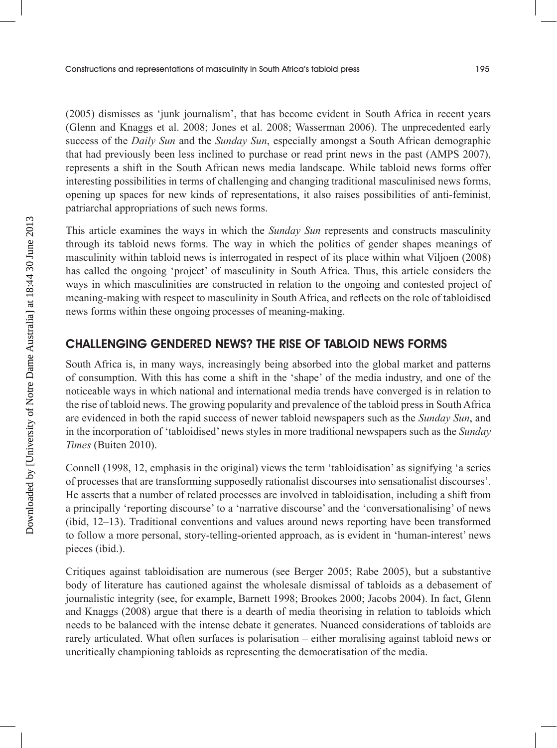(2005) dismisses as 'junk journalism', that has become evident in South Africa in recent years (Glenn and Knaggs et al. 2008; Jones et al. 2008; Wasserman 2006). The unprecedented early success of the *Daily Sun* and the *Sunday Sun*, especially amongst a South African demographic that had previously been less inclined to purchase or read print news in the past (AMPS 2007), represents a shift in the South African news media landscape. While tabloid news forms offer interesting possibilities in terms of challenging and changing traditional masculinised news forms, opening up spaces for new kinds of representations, it also raises possibilities of anti-feminist, patriarchal appropriations of such news forms.

This article examines the ways in which the *Sunday Sun* represents and constructs masculinity through its tabloid news forms. The way in which the politics of gender shapes meanings of masculinity within tabloid news is interrogated in respect of its place within what Viljoen (2008) has called the ongoing 'project' of masculinity in South Africa. Thus, this article considers the ways in which masculinities are constructed in relation to the ongoing and contested project of meaning-making with respect to masculinity in South Africa, and reflects on the role of tabloidised news forms within these ongoing processes of meaning-making.

## CHALLENGING GENDERED NEWS? THE RISE OF TABLOID NEWS FORMS

South Africa is, in many ways, increasingly being absorbed into the global market and patterns of consumption. With this has come a shift in the 'shape' of the media industry, and one of the noticeable ways in which national and international media trends have converged is in relation to the rise of tabloid news. The growing popularity and prevalence of the tabloid press in South Africa are evidenced in both the rapid success of newer tabloid newspapers such as the *Sunday Sun*, and in the incorporation of 'tabloidised' news styles in more traditional newspapers such as the *Sunday Times* (Buiten 2010).

Connell (1998, 12, emphasis in the original) views the term 'tabloidisation' as signifying 'a series of processes that are transforming supposedly rationalist discourses into sensationalist discourses'. He asserts that a number of related processes are involved in tabloidisation, including a shift from a principally 'reporting discourse' to a 'narrative discourse' and the 'conversationalising' of news (ibid, 12–13). Traditional conventions and values around news reporting have been transformed to follow a more personal, story-telling-oriented approach, as is evident in 'human-interest' news pieces (ibid.).

Critiques against tabloidisation are numerous (see Berger 2005; Rabe 2005), but a substantive body of literature has cautioned against the wholesale dismissal of tabloids as a debasement of journalistic integrity (see, for example, Barnett 1998; Brookes 2000; Jacobs 2004). In fact, Glenn and Knaggs (2008) argue that there is a dearth of media theorising in relation to tabloids which needs to be balanced with the intense debate it generates. Nuanced considerations of tabloids are rarely articulated. What often surfaces is polarisation – either moralising against tabloid news or uncritically championing tabloids as representing the democratisation of the media.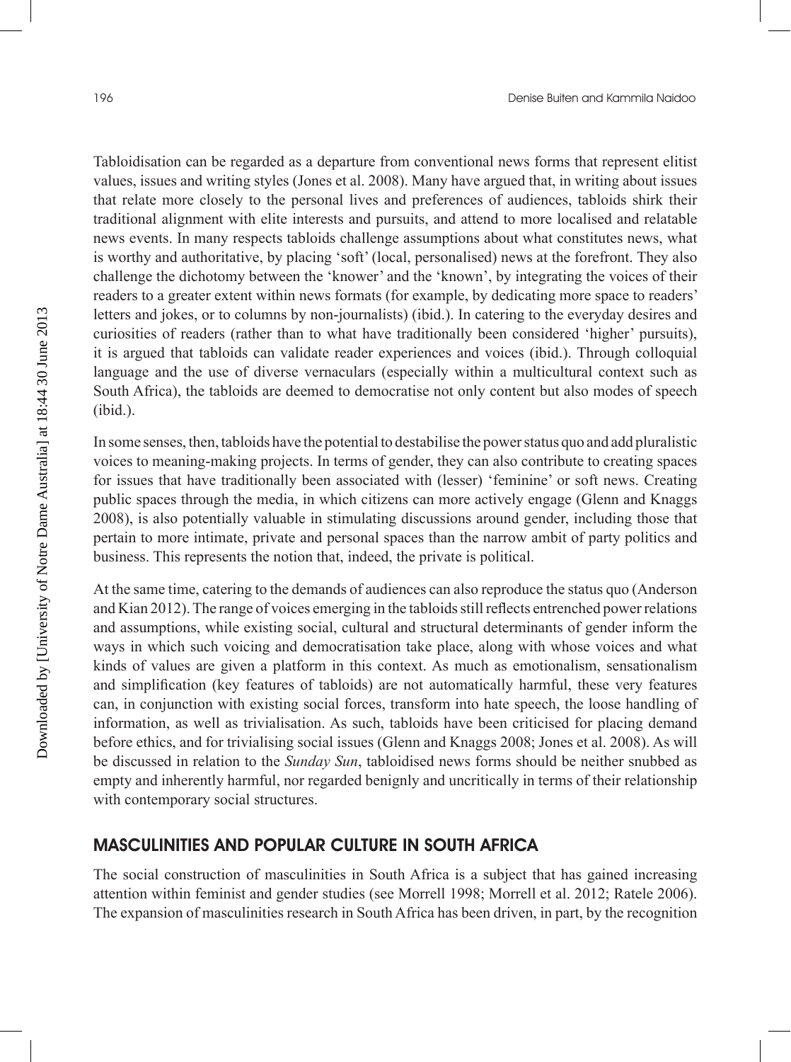Tabloidisation can be regarded as a departure from conventional news forms that represent elitist values, issues and writing styles (Jones et al. 2008). Many have argued that, in writing about issues that relate more closely to the personal lives and preferences of audiences, tabloids shirk their traditional alignment with elite interests and pursuits, and attend to more localised and relatable news events. In many respects tabloids challenge assumptions about what constitutes news, what is worthy and authoritative, by placing 'soft' (local, personalised) news at the forefront. They also challenge the dichotomy between the 'knower' and the 'known', by integrating the voices of their readers to a greater extent within news formats (for example, by dedicating more space to readers' letters and jokes, or to columns by non-journalists) (ibid.). In catering to the everyday desires and curiosities of readers (rather than to what have traditionally been considered 'higher' pursuits), it is argued that tabloids can validate reader experiences and voices (ibid.). Through colloquial language and the use of diverse vernaculars (especially within a multicultural context such as South Africa), the tabloids are deemed to democratise not only content but also modes of speech (ibid.).

In some senses, then, tabloids have the potential to destabilise the power status quo and add pluralistic voices to meaning-making projects. In terms of gender, they can also contribute to creating spaces for issues that have traditionally been associated with (lesser) 'feminine' or soft news. Creating public spaces through the media, in which citizens can more actively engage (Glenn and Knaggs 2008), is also potentially valuable in stimulating discussions around gender, including those that pertain to more intimate, private and personal spaces than the narrow ambit of party politics and business. This represents the notion that, indeed, the private is political.

At the same time, catering to the demands of audiences can also reproduce the status quo (Anderson and Kian 2012). The range of voices emerging in the tabloids still reflects entrenched power relations and assumptions, while existing social, cultural and structural determinants of gender inform the ways in which such voicing and democratisation take place, along with whose voices and what kinds of values are given a platform in this context. As much as emotionalism, sensationalism and simplification (key features of tabloids) are not automatically harmful, these very features can, in conjunction with existing social forces, transform into hate speech, the loose handling of information, as well as trivialisation. As such, tabloids have been criticised for placing demand before ethics, and for trivialising social issues (Glenn and Knaggs 2008; Jones et al. 2008). As will be discussed in relation to the *Sunday Sun*, tabloidised news forms should be neither snubbed as empty and inherently harmful, nor regarded benignly and uncritically in terms of their relationship with contemporary social structures.

## MASCULINITIES AND POPULAR CULTURE IN SOUTH AFRICA

The social construction of masculinities in South Africa is a subject that has gained increasing attention within feminist and gender studies (see Morrell 1998; Morrell et al. 2012; Ratele 2006). The expansion of masculinities research in South Africa has been driven, in part, by the recognition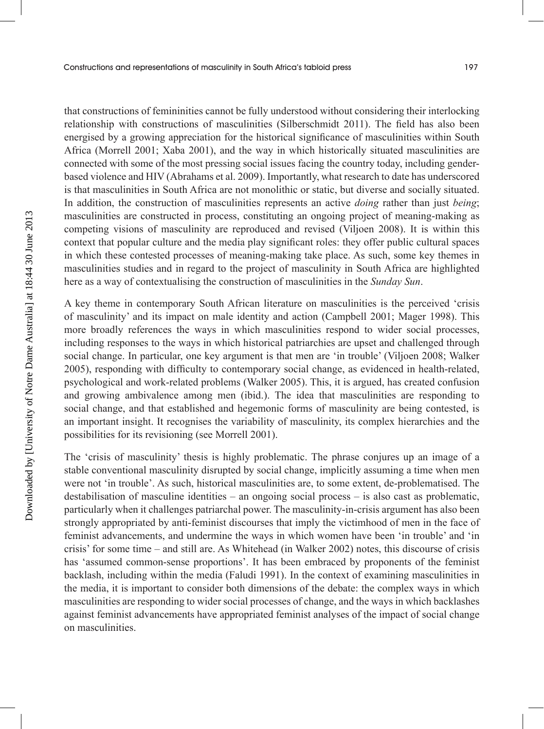that constructions of femininities cannot be fully understood without considering their interlocking relationship with constructions of masculinities (Silberschmidt 2011). The field has also been energised by a growing appreciation for the historical significance of masculinities within South Africa (Morrell 2001; Xaba 2001), and the way in which historically situated masculinities are connected with some of the most pressing social issues facing the country today, including gender-based violence and HIV (Abrahams et al. 2009). Importantly, what research to date has underscored is that masculinities in South Africa are not monolithic or static, but diverse and socially situated. In addition, the construction of masculinities represents an active *doing* rather than just *being*; masculinities are constructed in process, constituting an ongoing project of meaning-making as competing visions of masculinity are reproduced and revised (Viljoen 2008). It is within this context that popular culture and the media play significant roles: they offer public cultural spaces in which these contested processes of meaning-making take place. As such, some key themes in masculinities studies and in regard to the project of masculinity in South Africa are highlighted here as a way of contextualising the construction of masculinities in the *Sunday Sun*.

A key theme in contemporary South African literature on masculinities is the perceived 'crisis of masculinity' and its impact on male identity and action (Campbell 2001; Mager 1998). This more broadly references the ways in which masculinities respond to wider social processes, including responses to the ways in which historical patriarchies are upset and challenged through social change. In particular, one key argument is that men are 'in trouble' (Viljoen 2008; Walker 2005), responding with difficulty to contemporary social change, as evidenced in health-related, psychological and work-related problems (Walker 2005). This, it is argued, has created confusion and growing ambivalence among men (ibid.). The idea that masculinities are responding to social change, and that established and hegemonic forms of masculinity are being contested, is an important insight. It recognises the variability of masculinity, its complex hierarchies and the possibilities for its revisioning (see Morrell 2001).

The 'crisis of masculinity' thesis is highly problematic. The phrase conjures up an image of a stable conventional masculinity disrupted by social change, implicitly assuming a time when men were not 'in trouble'. As such, historical masculinities are, to some extent, de-problematised. The destabilisation of masculine identities – an ongoing social process – is also cast as problematic, particularly when it challenges patriarchal power. The masculinity-in-crisis argument has also been strongly appropriated by anti-feminist discourses that imply the victimhood of men in the face of feminist advancements, and undermine the ways in which women have been 'in trouble' and 'in crisis' for some time – and still are. As Whitehead (in Walker 2002) notes, this discourse of crisis has 'assumed common-sense proportions'. It has been embraced by proponents of the feminist backlash, including within the media (Faludi 1991). In the context of examining masculinities in the media, it is important to consider both dimensions of the debate: the complex ways in which masculinities are responding to wider social processes of change, and the ways in which backlashes against feminist advancements have appropriated feminist analyses of the impact of social change on masculinities.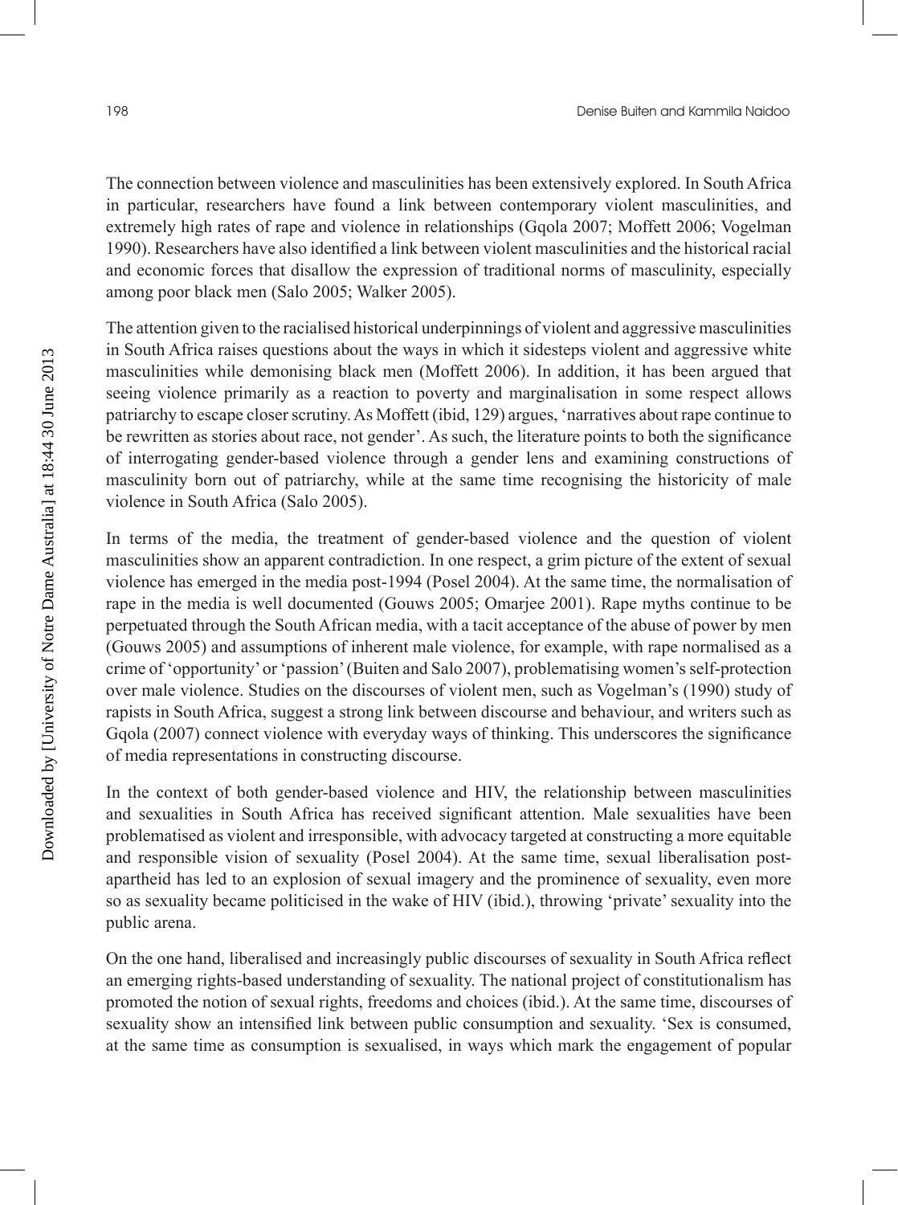The connection between violence and masculinities has been extensively explored. In South Africa in particular, researchers have found a link between contemporary violent masculinities, and extremely high rates of rape and violence in relationships (Gqola 2007; Moffett 2006; Vogelman 1990). Researchers have also identified a link between violent masculinities and the historical racial and economic forces that disallow the expression of traditional norms of masculinity, especially among poor black men (Salo 2005; Walker 2005).

The attention given to the racialised historical underpinnings of violent and aggressive masculinities in South Africa raises questions about the ways in which it sidesteps violent and aggressive white masculinities while demonising black men (Moffett 2006). In addition, it has been argued that seeing violence primarily as a reaction to poverty and marginalisation in some respect allows patriarchy to escape closer scrutiny. As Moffett (ibid, 129) argues, 'narratives about rape continue to be rewritten as stories about race, not gender'. As such, the literature points to both the significance of interrogating gender-based violence through a gender lens and examining constructions of masculinity born out of patriarchy, while at the same time recognising the historicity of male violence in South Africa (Salo 2005).

In terms of the media, the treatment of gender-based violence and the question of violent masculinities show an apparent contradiction. In one respect, a grim picture of the extent of sexual violence has emerged in the media post-1994 (Posel 2004). At the same time, the normalisation of rape in the media is well documented (Gouws 2005; Omarjee 2001). Rape myths continue to be perpetuated through the South African media, with a tacit acceptance of the abuse of power by men (Gouws 2005) and assumptions of inherent male violence, for example, with rape normalised as a crime of 'opportunity' or 'passion' (Buiten and Salo 2007), problematising women's self-protection over male violence. Studies on the discourses of violent men, such as Vogelman's (1990) study of rapists in South Africa, suggest a strong link between discourse and behaviour, and writers such as Gqola (2007) connect violence with everyday ways of thinking. This underscores the significance of media representations in constructing discourse.

In the context of both gender-based violence and HIV, the relationship between masculinities and sexualities in South Africa has received significant attention. Male sexualities have been problematised as violent and irresponsible, with advocacy targeted at constructing a more equitable and responsible vision of sexuality (Posel 2004). At the same time, sexual liberalisation post-apartheid has led to an explosion of sexual imagery and the prominence of sexuality, even more so as sexuality became politicised in the wake of HIV (ibid.), throwing 'private' sexuality into the public arena.

On the one hand, liberalised and increasingly public discourses of sexuality in South Africa reflect an emerging rights-based understanding of sexuality. The national project of constitutionalism has promoted the notion of sexual rights, freedoms and choices (ibid.). At the same time, discourses of sexuality show an intensified link between public consumption and sexuality. 'Sex is consumed, at the same time as consumption is sexualised, in ways which mark the engagement of popular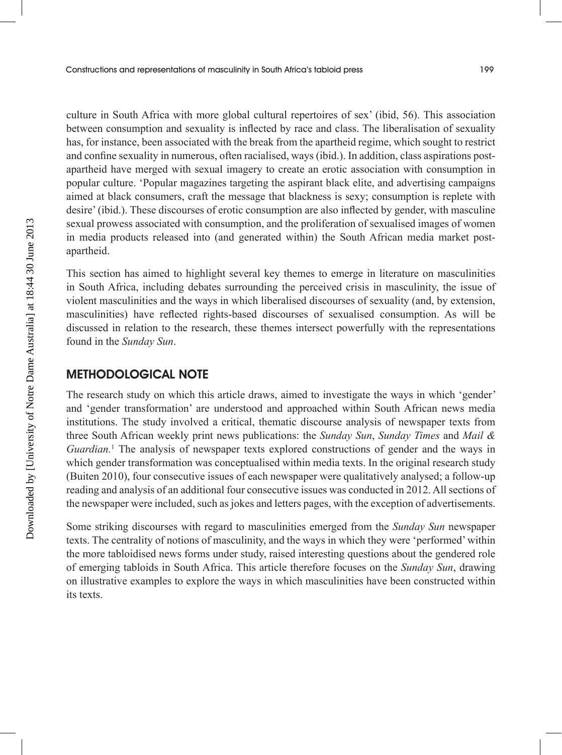culture in South Africa with more global cultural repertoires of sex' (ibid, 56). This association between consumption and sexuality is inflected by race and class. The liberalisation of sexuality has, for instance, been associated with the break from the apartheid regime, which sought to restrict and confine sexuality in numerous, often racialised, ways (ibid.). In addition, class aspirations post-apartheid have merged with sexual imagery to create an erotic association with consumption in popular culture. 'Popular magazines targeting the aspirant black elite, and advertising campaigns aimed at black consumers, craft the message that blackness is sexy; consumption is replete with desire' (ibid.). These discourses of erotic consumption are also inflected by gender, with masculine sexual prowess associated with consumption, and the proliferation of sexualised images of women in media products released into (and generated within) the South African media market post-apartheid.

This section has aimed to highlight several key themes to emerge in literature on masculinities in South Africa, including debates surrounding the perceived crisis in masculinity, the issue of violent masculinities and the ways in which liberalised discourses of sexuality (and, by extension, masculinities) have reflected rights-based discourses of sexualised consumption. As will be discussed in relation to the research, these themes intersect powerfully with the representations found in the *Sunday Sun*.

## METHODOLOGICAL NOTE

The research study on which this article draws, aimed to investigate the ways in which 'gender' and 'gender transformation' are understood and approached within South African news media institutions. The study involved a critical, thematic discourse analysis of newspaper texts from three South African weekly print news publications: the *Sunday Sun*, *Sunday Times* and *Mail & Guardian*.[1] The analysis of newspaper texts explored constructions of gender and the ways in which gender transformation was conceptualised within media texts. In the original research study (Buiten 2010), four consecutive issues of each newspaper were qualitatively analysed; a follow-up reading and analysis of an additional four consecutive issues was conducted in 2012. All sections of the newspaper were included, such as jokes and letters pages, with the exception of advertisements.

Some striking discourses with regard to masculinities emerged from the *Sunday Sun* newspaper texts. The centrality of notions of masculinity, and the ways in which they were 'performed' within the more tabloidised news forms under study, raised interesting questions about the gendered role of emerging tabloids in South Africa. This article therefore focuses on the *Sunday Sun*, drawing on illustrative examples to explore the ways in which masculinities have been constructed within its texts.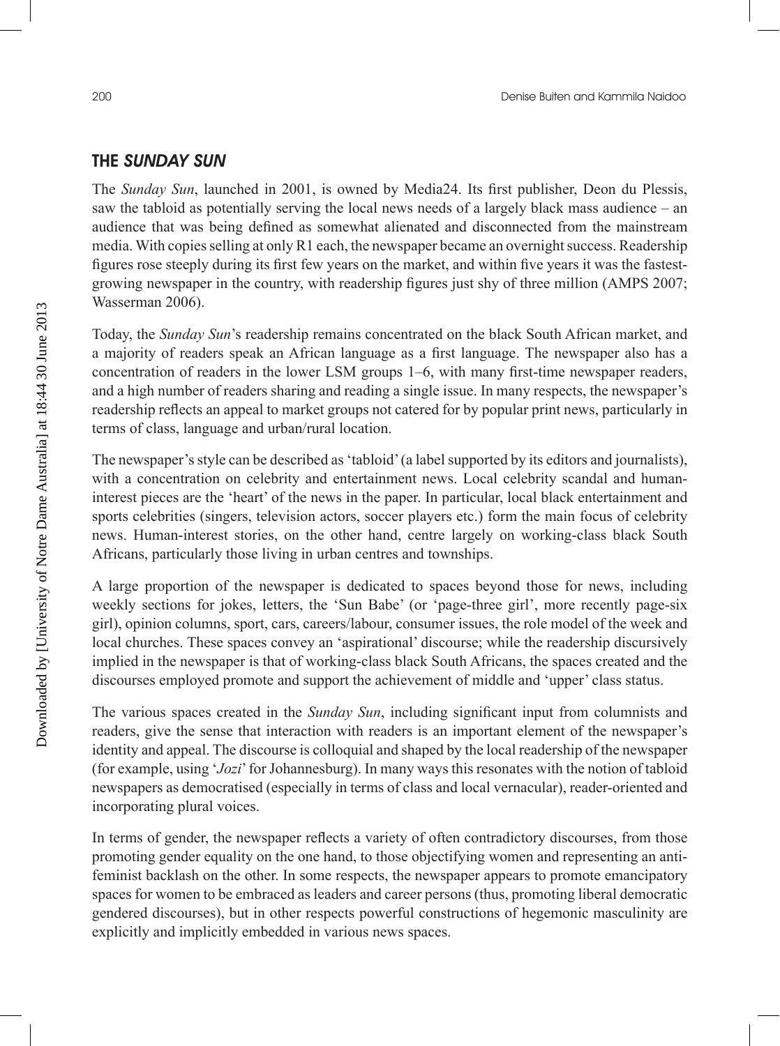## THE *SUNDAY SUN*

The *Sunday Sun*, launched in 2001, is owned by Media24. Its first publisher, Deon du Plessis, saw the tabloid as potentially serving the local news needs of a largely black mass audience – an audience that was being defined as somewhat alienated and disconnected from the mainstream media. With copies selling at only R1 each, the newspaper became an overnight success. Readership figures rose steeply during its first few years on the market, and within five years it was the fastest-growing newspaper in the country, with readership figures just shy of three million (AMPS 2007; Wasserman 2006).

Today, the *Sunday Sun*'s readership remains concentrated on the black South African market, and a majority of readers speak an African language as a first language. The newspaper also has a concentration of readers in the lower LSM groups 1–6, with many first-time newspaper readers, and a high number of readers sharing and reading a single issue. In many respects, the newspaper's readership reflects an appeal to market groups not catered for by popular print news, particularly in terms of class, language and urban/rural location.

The newspaper's style can be described as 'tabloid' (a label supported by its editors and journalists), with a concentration on celebrity and entertainment news. Local celebrity scandal and human-interest pieces are the 'heart' of the news in the paper. In particular, local black entertainment and sports celebrities (singers, television actors, soccer players etc.) form the main focus of celebrity news. Human-interest stories, on the other hand, centre largely on working-class black South Africans, particularly those living in urban centres and townships.

A large proportion of the newspaper is dedicated to spaces beyond those for news, including weekly sections for jokes, letters, the 'Sun Babe' (or 'page-three girl', more recently page-six girl), opinion columns, sport, cars, careers/labour, consumer issues, the role model of the week and local churches. These spaces convey an 'aspirational' discourse; while the readership discursively implied in the newspaper is that of working-class black South Africans, the spaces created and the discourses employed promote and support the achievement of middle and 'upper' class status.

The various spaces created in the *Sunday Sun*, including significant input from columnists and readers, give the sense that interaction with readers is an important element of the newspaper's identity and appeal. The discourse is colloquial and shaped by the local readership of the newspaper (for example, using '*Jozi*' for Johannesburg). In many ways this resonates with the notion of tabloid newspapers as democratised (especially in terms of class and local vernacular), reader-oriented and incorporating plural voices.

In terms of gender, the newspaper reflects a variety of often contradictory discourses, from those promoting gender equality on the one hand, to those objectifying women and representing an anti-feminist backlash on the other. In some respects, the newspaper appears to promote emancipatory spaces for women to be embraced as leaders and career persons (thus, promoting liberal democratic gendered discourses), but in other respects powerful constructions of hegemonic masculinity are explicitly and implicitly embedded in various news spaces.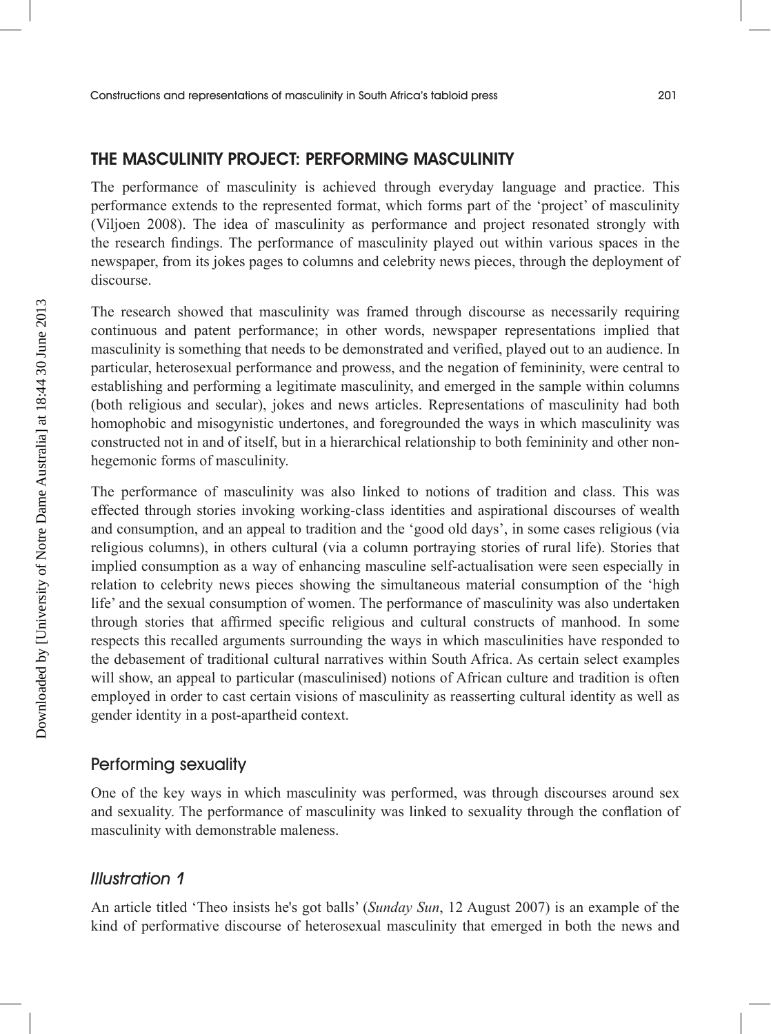## THE MASCULINITY PROJECT: PERFORMING MASCULINITY

The performance of masculinity is achieved through everyday language and practice. This performance extends to the represented format, which forms part of the 'project' of masculinity (Viljoen 2008). The idea of masculinity as performance and project resonated strongly with the research findings. The performance of masculinity played out within various spaces in the newspaper, from its jokes pages to columns and celebrity news pieces, through the deployment of discourse.

The research showed that masculinity was framed through discourse as necessarily requiring continuous and patent performance; in other words, newspaper representations implied that masculinity is something that needs to be demonstrated and verified, played out to an audience. In particular, heterosexual performance and prowess, and the negation of femininity, were central to establishing and performing a legitimate masculinity, and emerged in the sample within columns (both religious and secular), jokes and news articles. Representations of masculinity had both homophobic and misogynistic undertones, and foregrounded the ways in which masculinity was constructed not in and of itself, but in a hierarchical relationship to both femininity and other non-hegemonic forms of masculinity.

The performance of masculinity was also linked to notions of tradition and class. This was effected through stories invoking working-class identities and aspirational discourses of wealth and consumption, and an appeal to tradition and the 'good old days', in some cases religious (via religious columns), in others cultural (via a column portraying stories of rural life). Stories that implied consumption as a way of enhancing masculine self-actualisation were seen especially in relation to celebrity news pieces showing the simultaneous material consumption of the 'high life' and the sexual consumption of women. The performance of masculinity was also undertaken through stories that affirmed specific religious and cultural constructs of manhood. In some respects this recalled arguments surrounding the ways in which masculinities have responded to the debasement of traditional cultural narratives within South Africa. As certain select examples will show, an appeal to particular (masculinised) notions of African culture and tradition is often employed in order to cast certain visions of masculinity as reasserting cultural identity as well as gender identity in a post-apartheid context.

### Performing sexuality

One of the key ways in which masculinity was performed, was through discourses around sex and sexuality. The performance of masculinity was linked to sexuality through the conflation of masculinity with demonstrable maleness.

#### *Illustration 1*

An article titled 'Theo insists he's got balls' (*Sunday Sun*, 12 August 2007) is an example of the kind of performative discourse of heterosexual masculinity that emerged in both the news and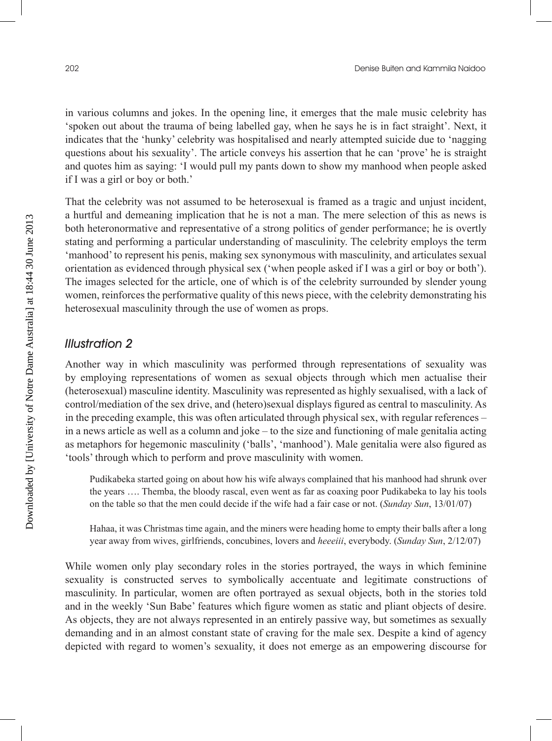in various columns and jokes. In the opening line, it emerges that the male music celebrity has 'spoken out about the trauma of being labelled gay, when he says he is in fact straight'. Next, it indicates that the 'hunky' celebrity was hospitalised and nearly attempted suicide due to 'nagging questions about his sexuality'. The article conveys his assertion that he can 'prove' he is straight and quotes him as saying: 'I would pull my pants down to show my manhood when people asked if I was a girl or boy or both.'

That the celebrity was not assumed to be heterosexual is framed as a tragic and unjust incident, a hurtful and demeaning implication that he is not a man. The mere selection of this as news is both heteronormative and representative of a strong politics of gender performance; he is overtly stating and performing a particular understanding of masculinity. The celebrity employs the term 'manhood' to represent his penis, making sex synonymous with masculinity, and articulates sexual orientation as evidenced through physical sex ('when people asked if I was a girl or boy or both'). The images selected for the article, one of which is of the celebrity surrounded by slender young women, reinforces the performative quality of this news piece, with the celebrity demonstrating his heterosexual masculinity through the use of women as props.

### *Illustration 2*

Another way in which masculinity was performed through representations of sexuality was by employing representations of women as sexual objects through which men actualise their (heterosexual) masculine identity. Masculinity was represented as highly sexualised, with a lack of control/mediation of the sex drive, and (hetero)sexual displays figured as central to masculinity. As in the preceding example, this was often articulated through physical sex, with regular references – in a news article as well as a column and joke – to the size and functioning of male genitalia acting as metaphors for hegemonic masculinity ('balls', 'manhood'). Male genitalia were also figured as 'tools' through which to perform and prove masculinity with women.

> Pudikabeka started going on about how his wife always complained that his manhood had shrunk over the years …. Themba, the bloody rascal, even went as far as coaxing poor Pudikabeka to lay his tools on the table so that the men could decide if the wife had a fair case or not. (*Sunday Sun*, 13/01/07)

> Hahaa, it was Christmas time again, and the miners were heading home to empty their balls after a long year away from wives, girlfriends, concubines, lovers and *heeeiii*, everybody. (*Sunday Sun*, 2/12/07)

While women only play secondary roles in the stories portrayed, the ways in which feminine sexuality is constructed serves to symbolically accentuate and legitimate constructions of masculinity. In particular, women are often portrayed as sexual objects, both in the stories told and in the weekly 'Sun Babe' features which figure women as static and pliant objects of desire. As objects, they are not always represented in an entirely passive way, but sometimes as sexually demanding and in an almost constant state of craving for the male sex. Despite a kind of agency depicted with regard to women's sexuality, it does not emerge as an empowering discourse for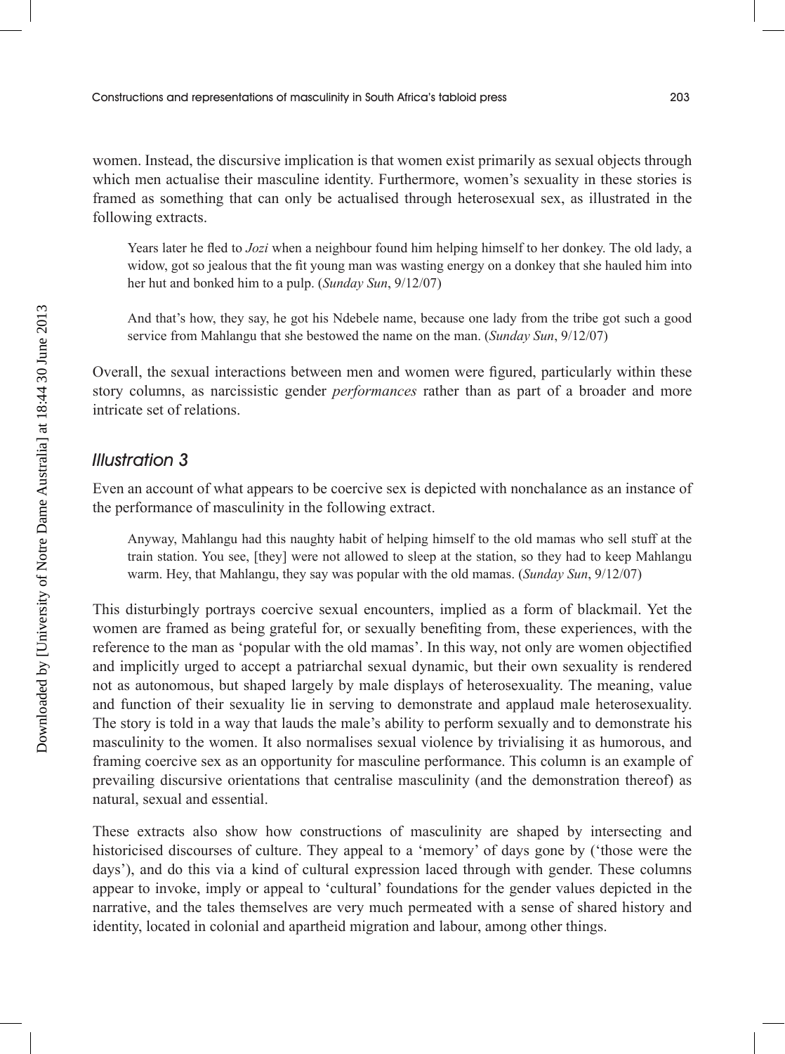women. Instead, the discursive implication is that women exist primarily as sexual objects through which men actualise their masculine identity. Furthermore, women's sexuality in these stories is framed as something that can only be actualised through heterosexual sex, as illustrated in the following extracts.

> Years later he fled to *Jozi* when a neighbour found him helping himself to her donkey. The old lady, a widow, got so jealous that the fit young man was wasting energy on a donkey that she hauled him into her hut and bonked him to a pulp. (*Sunday Sun*, 9/12/07)

> And that's how, they say, he got his Ndebele name, because one lady from the tribe got such a good service from Mahlangu that she bestowed the name on the man. (*Sunday Sun*, 9/12/07)

Overall, the sexual interactions between men and women were figured, particularly within these story columns, as narcissistic gender *performances* rather than as part of a broader and more intricate set of relations.

### *Illustration 3*

Even an account of what appears to be coercive sex is depicted with nonchalance as an instance of the performance of masculinity in the following extract.

> Anyway, Mahlangu had this naughty habit of helping himself to the old mamas who sell stuff at the train station. You see, [they] were not allowed to sleep at the station, so they had to keep Mahlangu warm. Hey, that Mahlangu, they say was popular with the old mamas. (*Sunday Sun*, 9/12/07)

This disturbingly portrays coercive sexual encounters, implied as a form of blackmail. Yet the women are framed as being grateful for, or sexually benefiting from, these experiences, with the reference to the man as 'popular with the old mamas'. In this way, not only are women objectified and implicitly urged to accept a patriarchal sexual dynamic, but their own sexuality is rendered not as autonomous, but shaped largely by male displays of heterosexuality. The meaning, value and function of their sexuality lie in serving to demonstrate and applaud male heterosexuality. The story is told in a way that lauds the male's ability to perform sexually and to demonstrate his masculinity to the women. It also normalises sexual violence by trivialising it as humorous, and framing coercive sex as an opportunity for masculine performance. This column is an example of prevailing discursive orientations that centralise masculinity (and the demonstration thereof) as natural, sexual and essential.

These extracts also show how constructions of masculinity are shaped by intersecting and historicised discourses of culture. They appeal to a 'memory' of days gone by ('those were the days'), and do this via a kind of cultural expression laced through with gender. These columns appear to invoke, imply or appeal to 'cultural' foundations for the gender values depicted in the narrative, and the tales themselves are very much permeated with a sense of shared history and identity, located in colonial and apartheid migration and labour, among other things.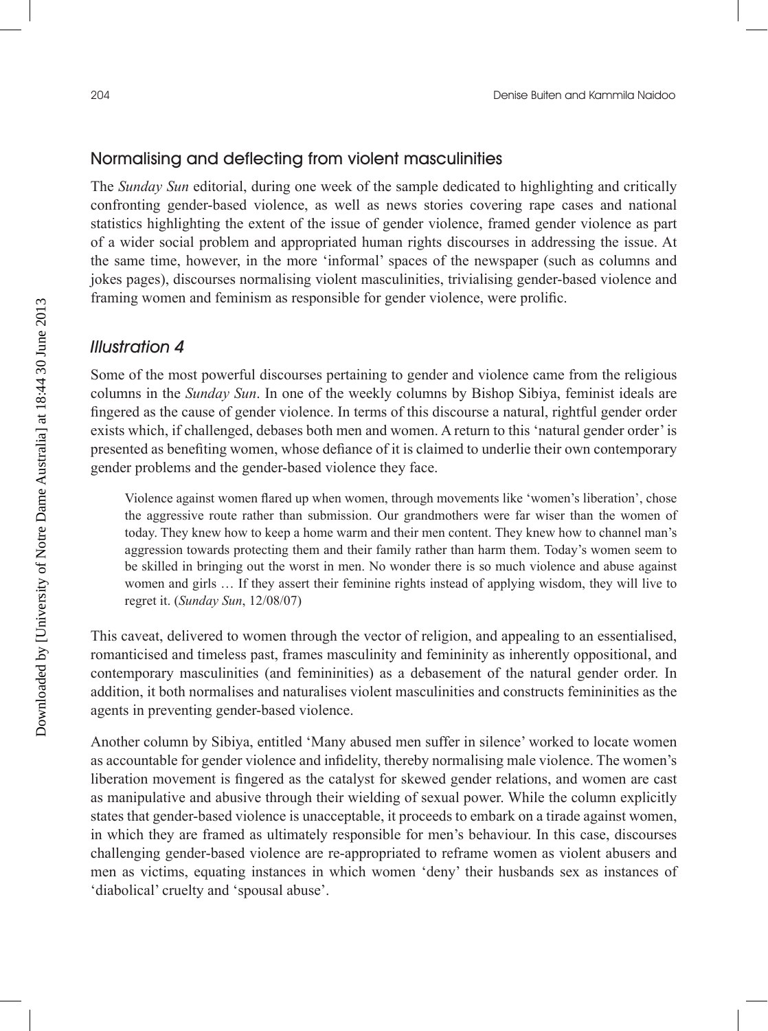## Normalising and deflecting from violent masculinities

The *Sunday Sun* editorial, during one week of the sample dedicated to highlighting and critically confronting gender-based violence, as well as news stories covering rape cases and national statistics highlighting the extent of the issue of gender violence, framed gender violence as part of a wider social problem and appropriated human rights discourses in addressing the issue. At the same time, however, in the more 'informal' spaces of the newspaper (such as columns and jokes pages), discourses normalising violent masculinities, trivialising gender-based violence and framing women and feminism as responsible for gender violence, were prolific.

### *Illustration 4*

Some of the most powerful discourses pertaining to gender and violence came from the religious columns in the *Sunday Sun*. In one of the weekly columns by Bishop Sibiya, feminist ideals are fingered as the cause of gender violence. In terms of this discourse a natural, rightful gender order exists which, if challenged, debases both men and women. A return to this 'natural gender order' is presented as benefiting women, whose defiance of it is claimed to underlie their own contemporary gender problems and the gender-based violence they face.

> Violence against women flared up when women, through movements like 'women's liberation', chose the aggressive route rather than submission. Our grandmothers were far wiser than the women of today. They knew how to keep a home warm and their men content. They knew how to channel man's aggression towards protecting them and their family rather than harm them. Today's women seem to be skilled in bringing out the worst in men. No wonder there is so much violence and abuse against women and girls … If they assert their feminine rights instead of applying wisdom, they will live to regret it. (*Sunday Sun*, 12/08/07)

This caveat, delivered to women through the vector of religion, and appealing to an essentialised, romanticised and timeless past, frames masculinity and femininity as inherently oppositional, and contemporary masculinities (and femininities) as a debasement of the natural gender order. In addition, it both normalises and naturalises violent masculinities and constructs femininities as the agents in preventing gender-based violence.

Another column by Sibiya, entitled 'Many abused men suffer in silence' worked to locate women as accountable for gender violence and infidelity, thereby normalising male violence. The women's liberation movement is fingered as the catalyst for skewed gender relations, and women are cast as manipulative and abusive through their wielding of sexual power. While the column explicitly states that gender-based violence is unacceptable, it proceeds to embark on a tirade against women, in which they are framed as ultimately responsible for men's behaviour. In this case, discourses challenging gender-based violence are re-appropriated to reframe women as violent abusers and men as victims, equating instances in which women 'deny' their husbands sex as instances of 'diabolical' cruelty and 'spousal abuse'.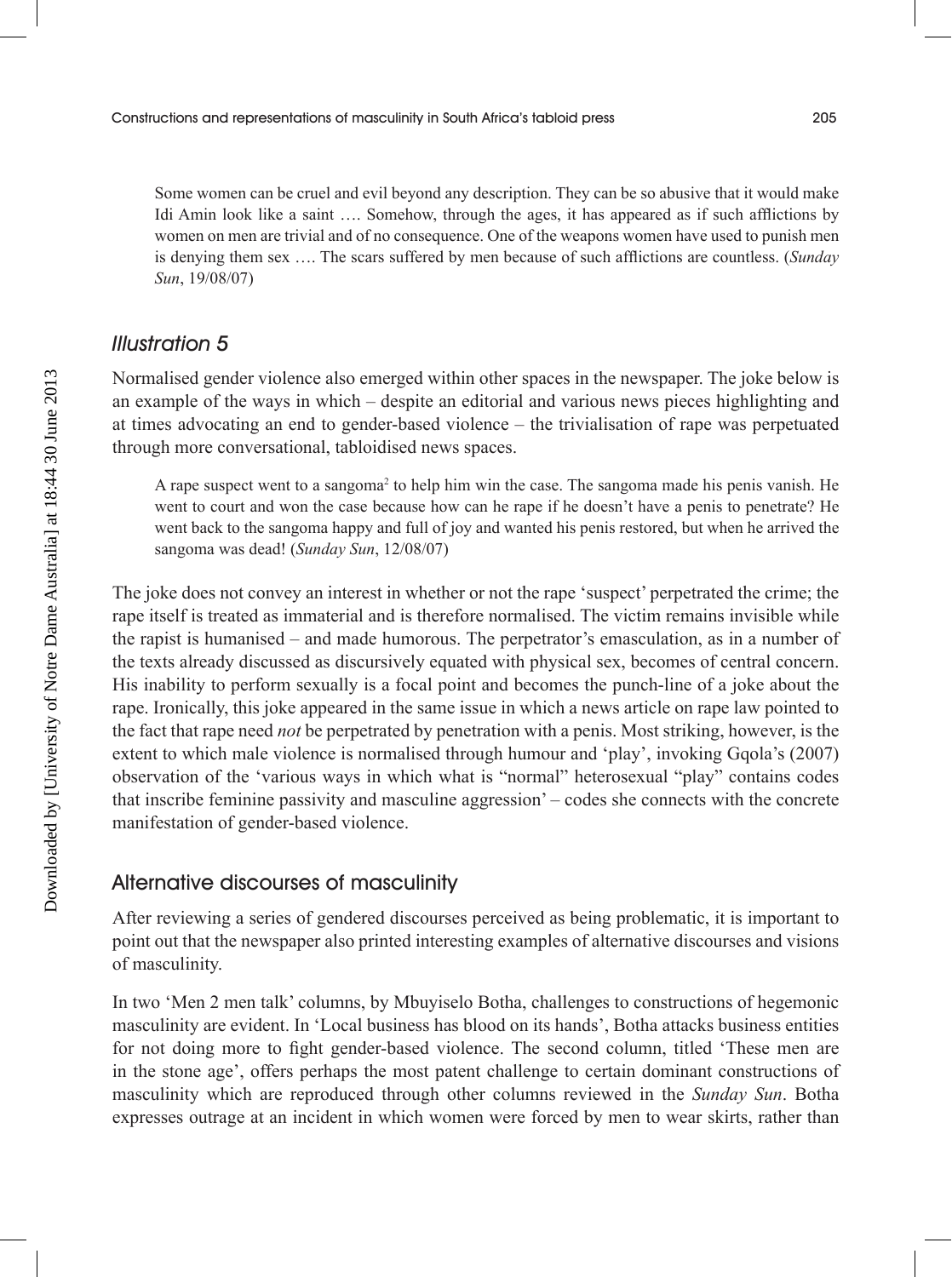> Some women can be cruel and evil beyond any description. They can be so abusive that it would make Idi Amin look like a saint …. Somehow, through the ages, it has appeared as if such afflictions by women on men are trivial and of no consequence. One of the weapons women have used to punish men is denying them sex …. The scars suffered by men because of such afflictions are countless. (*Sunday Sun*, 19/08/07)

### *Illustration 5*

Normalised gender violence also emerged within other spaces in the newspaper. The joke below is an example of the ways in which – despite an editorial and various news pieces highlighting and at times advocating an end to gender-based violence – the trivialisation of rape was perpetuated through more conversational, tabloidised news spaces.

> A rape suspect went to a sangoma[2] to help him win the case. The sangoma made his penis vanish. He went to court and won the case because how can he rape if he doesn't have a penis to penetrate? He went back to the sangoma happy and full of joy and wanted his penis restored, but when he arrived the sangoma was dead! (*Sunday Sun*, 12/08/07)

The joke does not convey an interest in whether or not the rape 'suspect' perpetrated the crime; the rape itself is treated as immaterial and is therefore normalised. The victim remains invisible while the rapist is humanised – and made humorous. The perpetrator's emasculation, as in a number of the texts already discussed as discursively equated with physical sex, becomes of central concern. His inability to perform sexually is a focal point and becomes the punch-line of a joke about the rape. Ironically, this joke appeared in the same issue in which a news article on rape law pointed to the fact that rape need *not* be perpetrated by penetration with a penis. Most striking, however, is the extent to which male violence is normalised through humour and 'play', invoking Gqola's (2007) observation of the 'various ways in which what is "normal" heterosexual "play" contains codes that inscribe feminine passivity and masculine aggression' – codes she connects with the concrete manifestation of gender-based violence.

## Alternative discourses of masculinity

After reviewing a series of gendered discourses perceived as being problematic, it is important to point out that the newspaper also printed interesting examples of alternative discourses and visions of masculinity.

In two 'Men 2 men talk' columns, by Mbuyiselo Botha, challenges to constructions of hegemonic masculinity are evident. In 'Local business has blood on its hands', Botha attacks business entities for not doing more to fight gender-based violence. The second column, titled 'These men are in the stone age', offers perhaps the most patent challenge to certain dominant constructions of masculinity which are reproduced through other columns reviewed in the *Sunday Sun*. Botha expresses outrage at an incident in which women were forced by men to wear skirts, rather than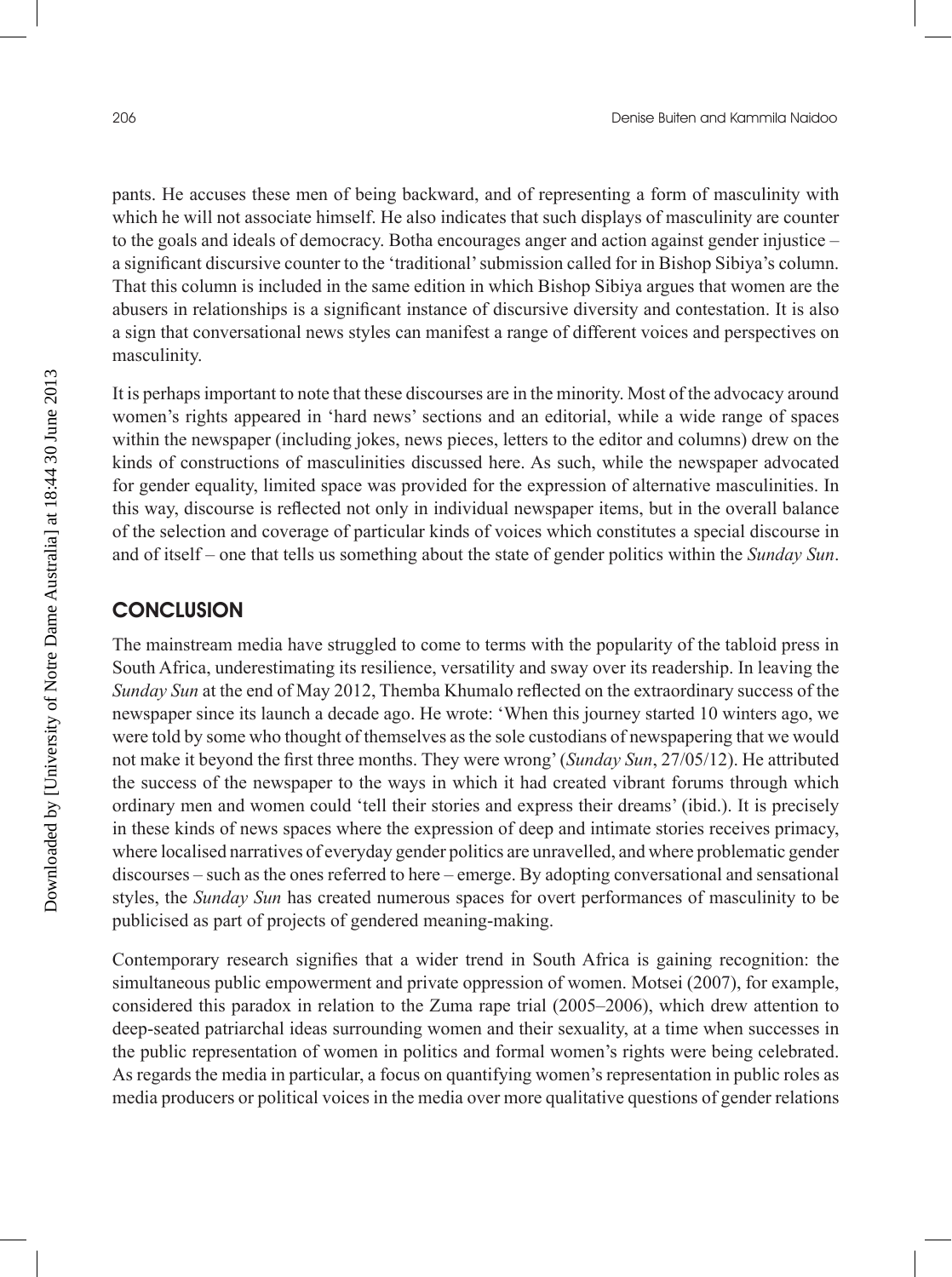pants. He accuses these men of being backward, and of representing a form of masculinity with which he will not associate himself. He also indicates that such displays of masculinity are counter to the goals and ideals of democracy. Botha encourages anger and action against gender injustice – a significant discursive counter to the 'traditional' submission called for in Bishop Sibiya's column. That this column is included in the same edition in which Bishop Sibiya argues that women are the abusers in relationships is a significant instance of discursive diversity and contestation. It is also a sign that conversational news styles can manifest a range of different voices and perspectives on masculinity.

It is perhaps important to note that these discourses are in the minority. Most of the advocacy around women's rights appeared in 'hard news' sections and an editorial, while a wide range of spaces within the newspaper (including jokes, news pieces, letters to the editor and columns) drew on the kinds of constructions of masculinities discussed here. As such, while the newspaper advocated for gender equality, limited space was provided for the expression of alternative masculinities. In this way, discourse is reflected not only in individual newspaper items, but in the overall balance of the selection and coverage of particular kinds of voices which constitutes a special discourse in and of itself – one that tells us something about the state of gender politics within the *Sunday Sun*.

## CONCLUSION

The mainstream media have struggled to come to terms with the popularity of the tabloid press in South Africa, underestimating its resilience, versatility and sway over its readership. In leaving the *Sunday Sun* at the end of May 2012, Themba Khumalo reflected on the extraordinary success of the newspaper since its launch a decade ago. He wrote: 'When this journey started 10 winters ago, we were told by some who thought of themselves as the sole custodians of newspapering that we would not make it beyond the first three months. They were wrong' (*Sunday Sun*, 27/05/12). He attributed the success of the newspaper to the ways in which it had created vibrant forums through which ordinary men and women could 'tell their stories and express their dreams' (ibid.). It is precisely in these kinds of news spaces where the expression of deep and intimate stories receives primacy, where localised narratives of everyday gender politics are unravelled, and where problematic gender discourses – such as the ones referred to here – emerge. By adopting conversational and sensational styles, the *Sunday Sun* has created numerous spaces for overt performances of masculinity to be publicised as part of projects of gendered meaning-making.

Contemporary research signifies that a wider trend in South Africa is gaining recognition: the simultaneous public empowerment and private oppression of women. Motsei (2007), for example, considered this paradox in relation to the Zuma rape trial (2005–2006), which drew attention to deep-seated patriarchal ideas surrounding women and their sexuality, at a time when successes in the public representation of women in politics and formal women's rights were being celebrated. As regards the media in particular, a focus on quantifying women's representation in public roles as media producers or political voices in the media over more qualitative questions of gender relations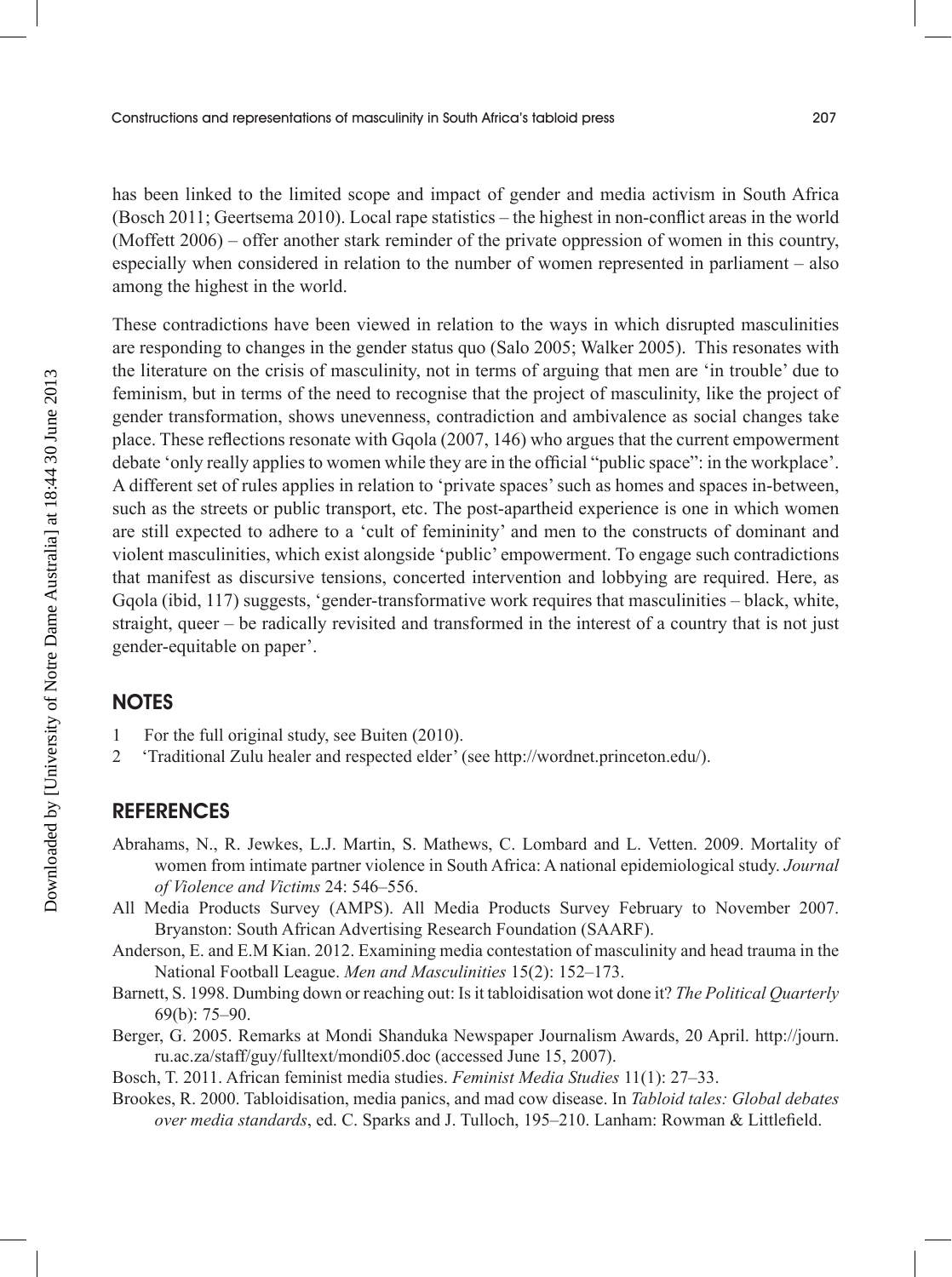has been linked to the limited scope and impact of gender and media activism in South Africa (Bosch 2011; Geertsema 2010). Local rape statistics – the highest in non-conflict areas in the world (Moffett 2006) – offer another stark reminder of the private oppression of women in this country, especially when considered in relation to the number of women represented in parliament – also among the highest in the world.

These contradictions have been viewed in relation to the ways in which disrupted masculinities are responding to changes in the gender status quo (Salo 2005; Walker 2005). This resonates with the literature on the crisis of masculinity, not in terms of arguing that men are 'in trouble' due to feminism, but in terms of the need to recognise that the project of masculinity, like the project of gender transformation, shows unevenness, contradiction and ambivalence as social changes take place. These reflections resonate with Gqola (2007, 146) who argues that the current empowerment debate 'only really applies to women while they are in the official "public space": in the workplace'. A different set of rules applies in relation to 'private spaces' such as homes and spaces in-between, such as the streets or public transport, etc. The post-apartheid experience is one in which women are still expected to adhere to a 'cult of femininity' and men to the constructs of dominant and violent masculinities, which exist alongside 'public' empowerment. To engage such contradictions that manifest as discursive tensions, concerted intervention and lobbying are required. Here, as Gqola (ibid, 117) suggests, 'gender-transformative work requires that masculinities – black, white, straight, queer – be radically revisited and transformed in the interest of a country that is not just gender-equitable on paper'.

## NOTES

1 For the full original study, see Buiten (2010).
2 'Traditional Zulu healer and respected elder' (see http://wordnet.princeton.edu/).

## REFERENCES

Abrahams, N., R. Jewkes, L.J. Martin, S. Mathews, C. Lombard and L. Vetten. 2009. Mortality of women from intimate partner violence in South Africa: A national epidemiological study. *Journal of Violence and Victims* 24: 546–556.

All Media Products Survey (AMPS). All Media Products Survey February to November 2007. Bryanston: South African Advertising Research Foundation (SAARF).

Anderson, E. and E.M Kian. 2012. Examining media contestation of masculinity and head trauma in the National Football League. *Men and Masculinities* 15(2): 152–173.

Barnett, S. 1998. Dumbing down or reaching out: Is it tabloidisation wot done it? *The Political Quarterly* 69(b): 75–90.

Berger, G. 2005. Remarks at Mondi Shanduka Newspaper Journalism Awards, 20 April. http://journ.ru.ac.za/staff/guy/fulltext/mondi05.doc (accessed June 15, 2007).

Bosch, T. 2011. African feminist media studies. *Feminist Media Studies* 11(1): 27–33.

Brookes, R. 2000. Tabloidisation, media panics, and mad cow disease. In *Tabloid tales: Global debates over media standards*, ed. C. Sparks and J. Tulloch, 195–210. Lanham: Rowman & Littlefield.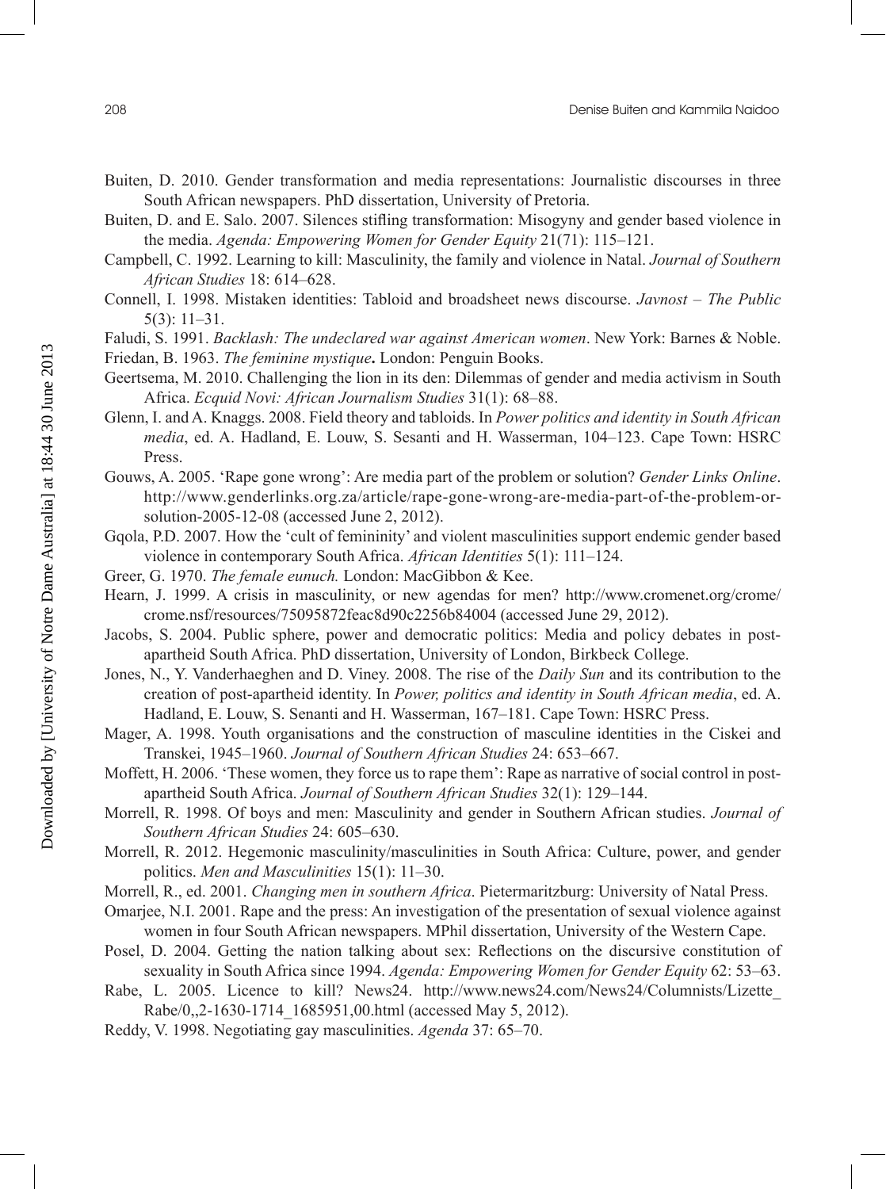Buiten, D. 2010. Gender transformation and media representations: Journalistic discourses in three South African newspapers. PhD dissertation, University of Pretoria.

Buiten, D. and E. Salo. 2007. Silences stifling transformation: Misogyny and gender based violence in the media. *Agenda: Empowering Women for Gender Equity* 21(71): 115–121.

Campbell, C. 1992. Learning to kill: Masculinity, the family and violence in Natal. *Journal of Southern African Studies* 18: 614–628.

Connell, I. 1998. Mistaken identities: Tabloid and broadsheet news discourse. *Javnost – The Public* 5(3): 11–31.

Faludi, S. 1991. *Backlash: The undeclared war against American women*. New York: Barnes & Noble.

Friedan, B. 1963. *The feminine mystique***.** London: Penguin Books.

Geertsema, M. 2010. Challenging the lion in its den: Dilemmas of gender and media activism in South Africa. *Ecquid Novi: African Journalism Studies* 31(1): 68–88.

Glenn, I. and A. Knaggs. 2008. Field theory and tabloids. In *Power politics and identity in South African media*, ed. A. Hadland, E. Louw, S. Sesanti and H. Wasserman, 104–123. Cape Town: HSRC Press.

Gouws, A. 2005. 'Rape gone wrong': Are media part of the problem or solution? *Gender Links Online*. http://www.genderlinks.org.za/article/rape-gone-wrong-are-media-part-of-the-problem-or-solution-2005-12-08 (accessed June 2, 2012).

Gqola, P.D. 2007. How the 'cult of femininity' and violent masculinities support endemic gender based violence in contemporary South Africa. *African Identities* 5(1): 111–124.

Greer, G. 1970. *The female eunuch.* London: MacGibbon & Kee.

Hearn, J. 1999. A crisis in masculinity, or new agendas for men? http://www.cromenet.org/crome/crome.nsf/resources/75095872feac8d90c2256b84004 (accessed June 29, 2012).

Jacobs, S. 2004. Public sphere, power and democratic politics: Media and policy debates in post-apartheid South Africa. PhD dissertation, University of London, Birkbeck College.

Jones, N., Y. Vanderhaeghen and D. Viney. 2008. The rise of the *Daily Sun* and its contribution to the creation of post-apartheid identity. In *Power, politics and identity in South African media*, ed. A. Hadland, E. Louw, S. Senanti and H. Wasserman, 167–181. Cape Town: HSRC Press.

Mager, A. 1998. Youth organisations and the construction of masculine identities in the Ciskei and Transkei, 1945–1960. *Journal of Southern African Studies* 24: 653–667.

Moffett, H. 2006. 'These women, they force us to rape them': Rape as narrative of social control in post-apartheid South Africa. *Journal of Southern African Studies* 32(1): 129–144.

Morrell, R. 1998. Of boys and men: Masculinity and gender in Southern African studies. *Journal of Southern African Studies* 24: 605–630.

Morrell, R. 2012. Hegemonic masculinity/masculinities in South Africa: Culture, power, and gender politics. *Men and Masculinities* 15(1): 11–30.

Morrell, R., ed. 2001. *Changing men in southern Africa*. Pietermaritzburg: University of Natal Press.

Omarjee, N.I. 2001. Rape and the press: An investigation of the presentation of sexual violence against women in four South African newspapers. MPhil dissertation, University of the Western Cape.

Posel, D. 2004. Getting the nation talking about sex: Reflections on the discursive constitution of sexuality in South Africa since 1994. *Agenda: Empowering Women for Gender Equity* 62: 53–63.

Rabe, L. 2005. Licence to kill? News24. http://www.news24.com/News24/Columnists/Lizette_Rabe/0,,2-1630-1714_1685951,00.html (accessed May 5, 2012).

Reddy, V. 1998. Negotiating gay masculinities. *Agenda* 37: 65–70.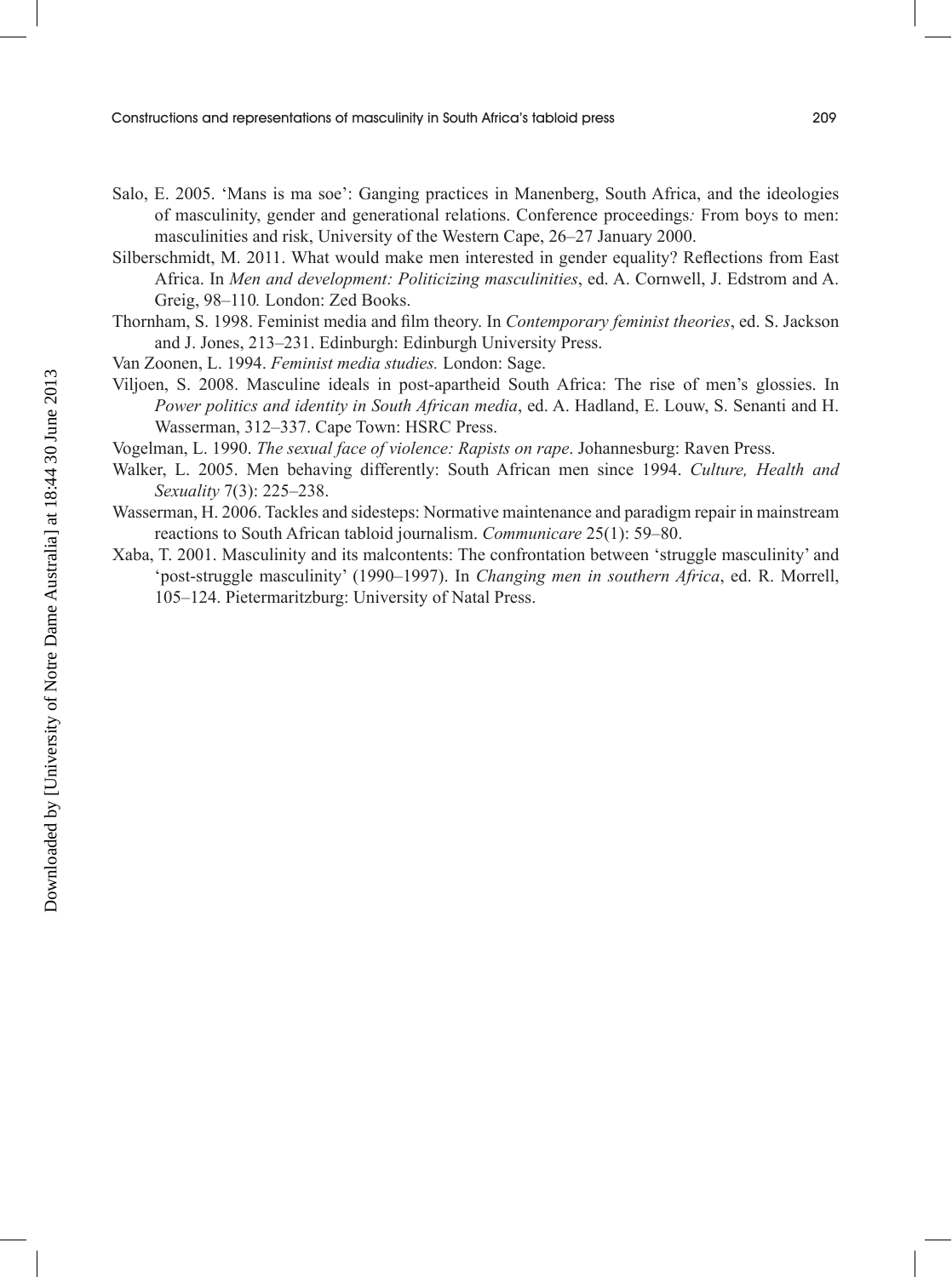Salo, E. 2005. 'Mans is ma soe': Ganging practices in Manenberg, South Africa, and the ideologies of masculinity, gender and generational relations. Conference proceedings*:* From boys to men: masculinities and risk, University of the Western Cape, 26–27 January 2000.

Silberschmidt, M. 2011. What would make men interested in gender equality? Reflections from East Africa. In *Men and development: Politicizing masculinities*, ed. A. Cornwell, J. Edstrom and A. Greig, 98–110*.* London: Zed Books.

Thornham, S. 1998. Feminist media and film theory. In *Contemporary feminist theories*, ed. S. Jackson and J. Jones, 213–231. Edinburgh: Edinburgh University Press.

Van Zoonen, L. 1994. *Feminist media studies.* London: Sage.

Viljoen, S. 2008. Masculine ideals in post-apartheid South Africa: The rise of men's glossies. In *Power politics and identity in South African media*, ed. A. Hadland, E. Louw, S. Senanti and H. Wasserman, 312–337. Cape Town: HSRC Press.

Vogelman, L. 1990. *The sexual face of violence: Rapists on rape*. Johannesburg: Raven Press.

Walker, L. 2005. Men behaving differently: South African men since 1994. *Culture, Health and Sexuality* 7(3): 225–238.

Wasserman, H. 2006. Tackles and sidesteps: Normative maintenance and paradigm repair in mainstream reactions to South African tabloid journalism. *Communicare* 25(1): 59–80.

Xaba, T. 2001. Masculinity and its malcontents: The confrontation between 'struggle masculinity' and 'post-struggle masculinity' (1990–1997). In *Changing men in southern Africa*, ed. R. Morrell, 105–124. Pietermaritzburg: University of Natal Press.